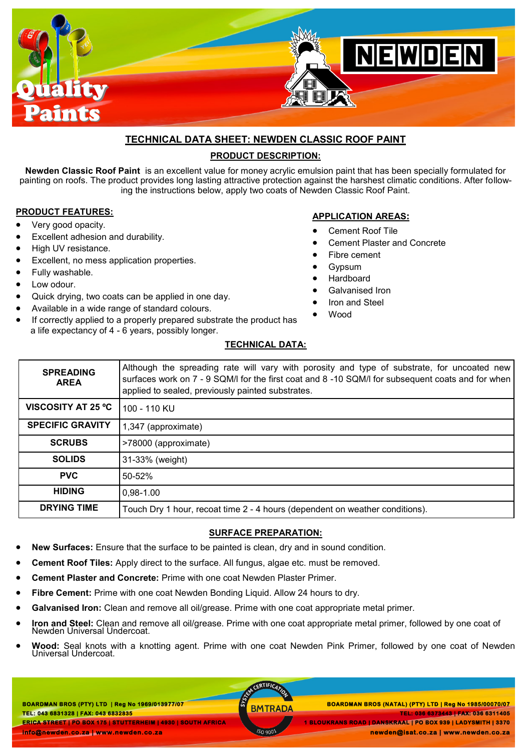# TECHNICAL DATA SHEET: NEWDEN CLASSIC ROOF PAINT

## PRODUCT DESCRIPTION:

**Newden Classic Roof Paint** is an excellent value for money acrylic emulsion paint that has been specially formulated for painting on roofs. The product provides long lasting attractive protection against the harshest climatic conditions. After following the instructions below, apply two coats of Newden Classic Roof Paint.

## PRODUCT FEATURES:

- Very good opacity.
- Excellent adhesion and durability.
- High UV resistance.
- Excellent, no mess application properties.
- Fully washable.
- Low odour.
- Quick drying, two coats can be applied in one day.
- Available in a wide range of standard colours.
- If correctly applied to a properly prepared substrate the product has a life expectancy of 4 - 6 years, possibly longer.

## APPLICATION AREAS:

- Cement Roof Tile
- Cement Plaster and Concrete
- Fibre cement
- Gypsum
- Hardboard
- Galvanised Iron
- Iron and Steel
- Wood

## TECHNICAL DATA:

| | |
|---|---|
| **SPREADING AREA** | Although the spreading rate will vary with porosity and type of substrate, for uncoated new surfaces work on 7 - 9 SQM/l for the first coat and 8 -10 SQM/l for subsequent coats and for when applied to sealed, previously painted substrates. |
| **VISCOSITY AT 25 ºC** | 100 - 110 KU |
| **SPECIFIC GRAVITY** | 1,347 (approximate) |
| **SCRUBS** | >78000 (approximate) |
| **SOLIDS** | 31-33% (weight) |
| **PVC** | 50-52% |
| **HIDING** | 0,98-1.00 |
| **DRYING TIME** | Touch Dry 1 hour, recoat time 2 - 4 hours (dependent on weather conditions). |

## SURFACE PREPARATION:

- **New Surfaces:** Ensure that the surface to be painted is clean, dry and in sound condition.
- **Cement Roof Tiles:** Apply direct to the surface. All fungus, algae etc. must be removed.
- **Cement Plaster and Concrete:** Prime with one coat Newden Plaster Primer.
- **Fibre Cement:** Prime with one coat Newden Bonding Liquid. Allow 24 hours to dry.
- **Galvanised Iron:** Clean and remove all oil/grease. Prime with one coat appropriate metal primer.
- **Iron and Steel:** Clean and remove all oil/grease. Prime with one coat appropriate metal primer, followed by one coat of Newden Universal Undercoat.
- **Wood:** Seal knots with a knotting agent. Prime with one coat Newden Pink Primer, followed by one coat of Newden Universal Undercoat.

BOARDMAN BROS (PTY) LTD | Reg No 1969/013977/07
TEL: 043 6831328 | FAX: 043 6832835
ERICA STREET | PO BOX 175 | STUTTERHEIM | 4930 | SOUTH AFRICA
info@newden.co.za | www.newden.co.za

BOARDMAN BROS (NATAL) (PTY) LTD | Reg No 1985/00070/07
TEL: 036 6373443 | FAX: 036 6311405
1 BLOUKRANS ROAD | DANSKRAAL | PO BOX 939 | LADYSMITH | 3370
newden@isat.co.za | www.newden.co.za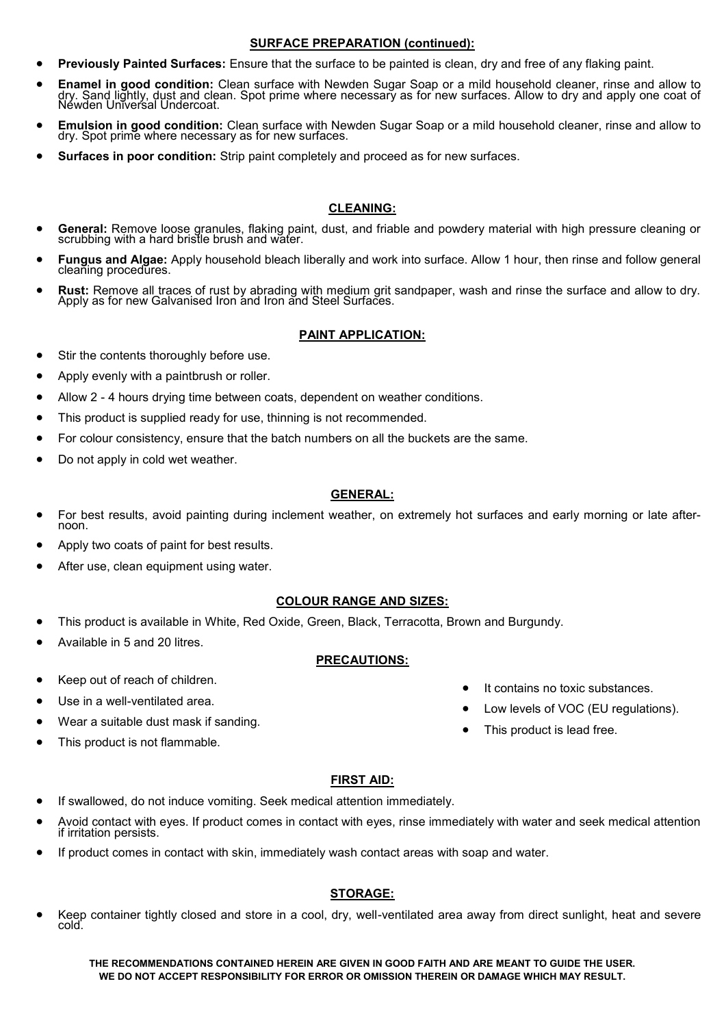## SURFACE PREPARATION (continued):

- **Previously Painted Surfaces:** Ensure that the surface to be painted is clean, dry and free of any flaking paint.
- **Enamel in good condition:** Clean surface with Newden Sugar Soap or a mild household cleaner, rinse and allow to dry. Sand lightly, dust and clean. Spot prime where necessary as for new surfaces. Allow to dry and apply one coat of Newden Universal Undercoat.
- **Emulsion in good condition:** Clean surface with Newden Sugar Soap or a mild household cleaner, rinse and allow to dry. Spot prime where necessary as for new surfaces.
- **Surfaces in poor condition:** Strip paint completely and proceed as for new surfaces.

## CLEANING:

- **General:** Remove loose granules, flaking paint, dust, and friable and powdery material with high pressure cleaning or scrubbing with a hard bristle brush and water.
- **Fungus and Algae:** Apply household bleach liberally and work into surface. Allow 1 hour, then rinse and follow general cleaning procedures.
- **Rust:** Remove all traces of rust by abrading with medium grit sandpaper, wash and rinse the surface and allow to dry. Apply as for new Galvanised Iron and Iron and Steel Surfaces.

## PAINT APPLICATION:

- Stir the contents thoroughly before use.
- Apply evenly with a paintbrush or roller.
- Allow 2 - 4 hours drying time between coats, dependent on weather conditions.
- This product is supplied ready for use, thinning is not recommended.
- For colour consistency, ensure that the batch numbers on all the buckets are the same.
- Do not apply in cold wet weather.

## GENERAL:

- For best results, avoid painting during inclement weather, on extremely hot surfaces and early morning or late afternoon.
- Apply two coats of paint for best results.
- After use, clean equipment using water.

## COLOUR RANGE AND SIZES:

- This product is available in White, Red Oxide, Green, Black, Terracotta, Brown and Burgundy.
- Available in 5 and 20 litres.

## PRECAUTIONS:

- Keep out of reach of children.
- Use in a well-ventilated area.
- Wear a suitable dust mask if sanding.
- This product is not flammable.
- It contains no toxic substances.
- Low levels of VOC (EU regulations).
- This product is lead free.

## FIRST AID:

- If swallowed, do not induce vomiting. Seek medical attention immediately.
- Avoid contact with eyes. If product comes in contact with eyes, rinse immediately with water and seek medical attention if irritation persists.
- If product comes in contact with skin, immediately wash contact areas with soap and water.

## STORAGE:

- Keep container tightly closed and store in a cool, dry, well-ventilated area away from direct sunlight, heat and severe cold.

**THE RECOMMENDATIONS CONTAINED HEREIN ARE GIVEN IN GOOD FAITH AND ARE MEANT TO GUIDE THE USER. WE DO NOT ACCEPT RESPONSIBILITY FOR ERROR OR OMISSION THEREIN OR DAMAGE WHICH MAY RESULT.**